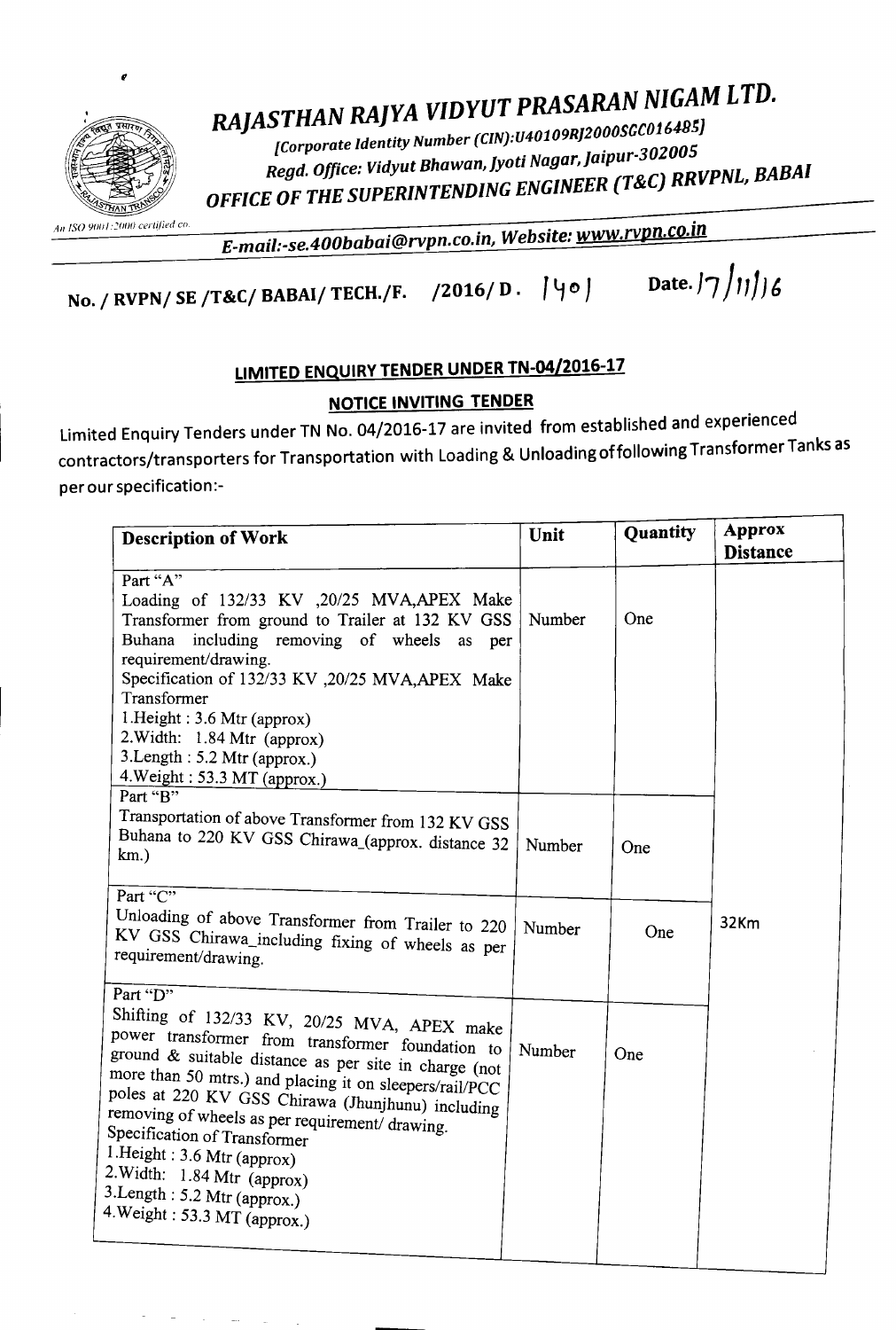# RAJASTHAN RAJYA VIDYUT PRASARAN NIGAM LTD.

*[Corporate Identity Number (CIN):U40109RJ2000SGC016485]*

*Regd. Office: Vidyut Bhawan, Jyoti Nagar, Jaipur-302005*

## *OFFICE OF THE SUPERINTENDING ENGINEER (T&C) RRVPNL, BABAI*

*An ISO 9001:2000 certified co.*

*E-mail:-se.400babai@rvpn.co.in, Website: www.rvpn.co.in*

**No. / RVPN/ SE /T&C/ BABAI/ TECH./F. /2016/ D. 1401** **Date. 17/11/16**

## LIMITED ENQUIRY TENDER UNDER TN-04/2016-17

### NOTICE INVITING TENDER

Limited Enquiry Tenders under TN No. 04/2016-17 are invited from established and experienced contractors/transporters for Transportation with Loading & Unloading of following Transformer Tanks as per our specification:-

| Description of Work | Unit | Quantity | Approx Distance |
|---|---|---|---|
| Part "A"<br>Loading of 132/33 KV ,20/25 MVA,APEX Make Transformer from ground to Trailer at 132 KV GSS Buhana including removing of wheels as per requirement/drawing.<br>Specification of 132/33 KV ,20/25 MVA,APEX Make Transformer<br>1.Height : 3.6 Mtr (approx)<br>2.Width: 1.84 Mtr (approx)<br>3.Length : 5.2 Mtr (approx.)<br>4.Weight : 53.3 MT (approx.) | Number | One | 32Km |
| Part "B"<br>Transportation of above Transformer from 132 KV GSS Buhana to 220 KV GSS Chirawa_(approx. distance 32 km.) | Number | One | |
| Part "C"<br>Unloading of above Transformer from Trailer to 220 KV GSS Chirawa_including fixing of wheels as per requirement/drawing. | Number | One | |
| Part "D"<br>Shifting of 132/33 KV, 20/25 MVA, APEX make power transformer from transformer foundation to ground & suitable distance as per site in charge (not more than 50 mtrs.) and placing it on sleepers/rail/PCC poles at 220 KV GSS Chirawa (Jhunjhunu) including removing of wheels as per requirement/ drawing.<br>Specification of Transformer<br>1.Height : 3.6 Mtr (approx)<br>2.Width: 1.84 Mtr (approx)<br>3.Length : 5.2 Mtr (approx.)<br>4.Weight : 53.3 MT (approx.) | Number | One | |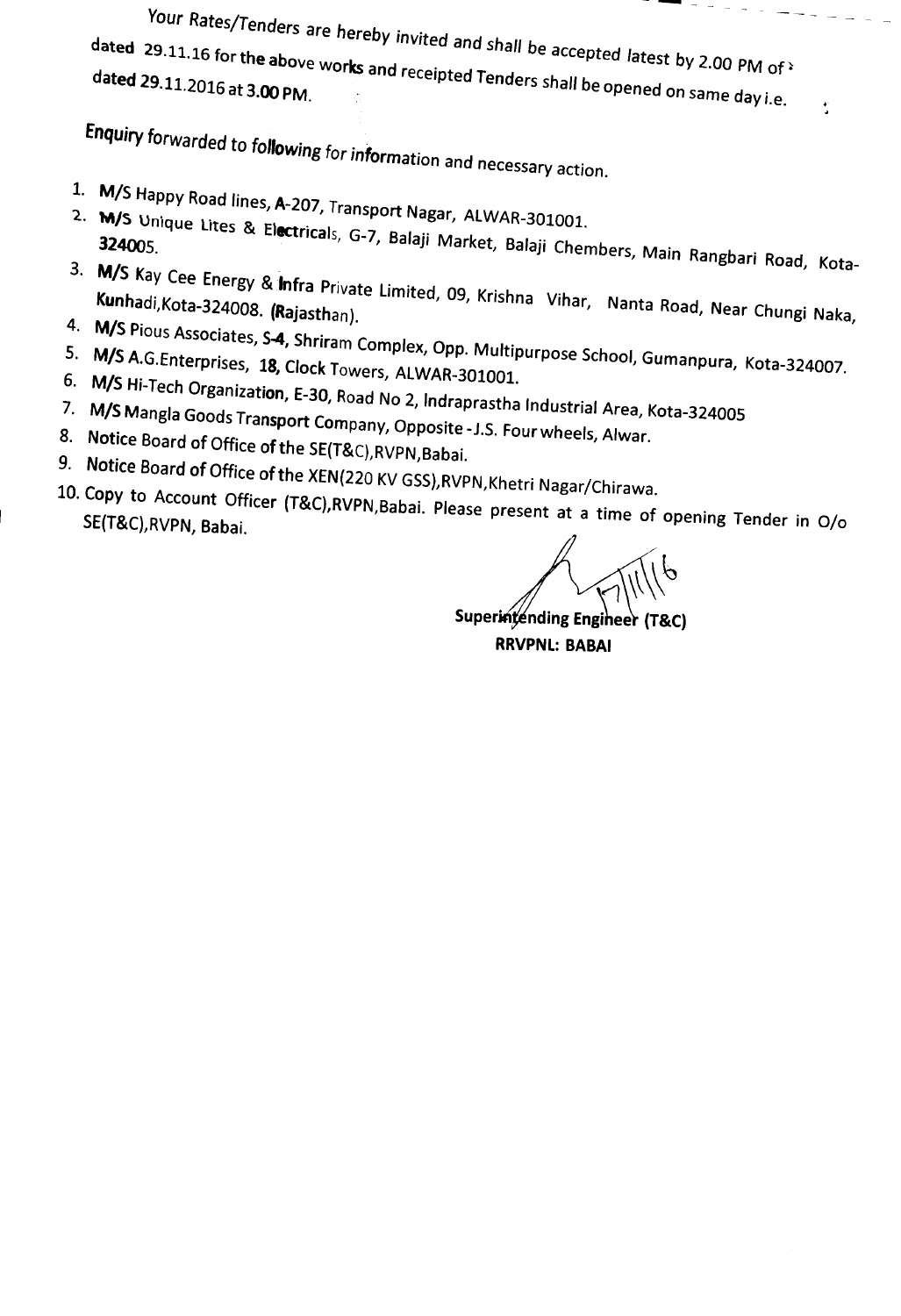Your Rates/Tenders are hereby invited and shall be accepted latest by 2.00 PM of dated 29.11.16 for the above works and receipted Tenders shall be opened on same day i.e. dated 29.11.2016 at 3.00 PM.

Enquiry forwarded to following for information and necessary action.

1. M/S Happy Road lines, A-207, Transport Nagar, ALWAR-301001.
2. M/S Unique Lites & Electricals, G-7, Balaji Market, Balaji Chembers, Main Rangbari Road, Kota-324005.
3. M/S Kay Cee Energy & Infra Private Limited, 09, Krishna Vihar, Nanta Road, Near Chungi Naka, Kunhadi,Kota-324008. (Rajasthan).
4. M/S Pious Associates, S-4, Shriram Complex, Opp. Multipurpose School, Gumanpura, Kota-324007.
5. M/S A.G.Enterprises, 18, Clock Towers, ALWAR-301001.
6. M/S Hi-Tech Organization, E-30, Road No 2, Indraprastha Industrial Area, Kota-324005
7. M/S Mangla Goods Transport Company, Opposite -J.S. Four wheels, Alwar.
8. Notice Board of Office of the SE(T&C),RVPN,Babai.
9. Notice Board of Office of the XEN(220 KV GSS),RVPN,Khetri Nagar/Chirawa.
10. Copy to Account Officer (T&C),RVPN,Babai. Please present at a time of opening Tender in O/o SE(T&C),RVPN, Babai.

17/11/16

Superintending Engineer (T&C)
RRVPNL: BABAI